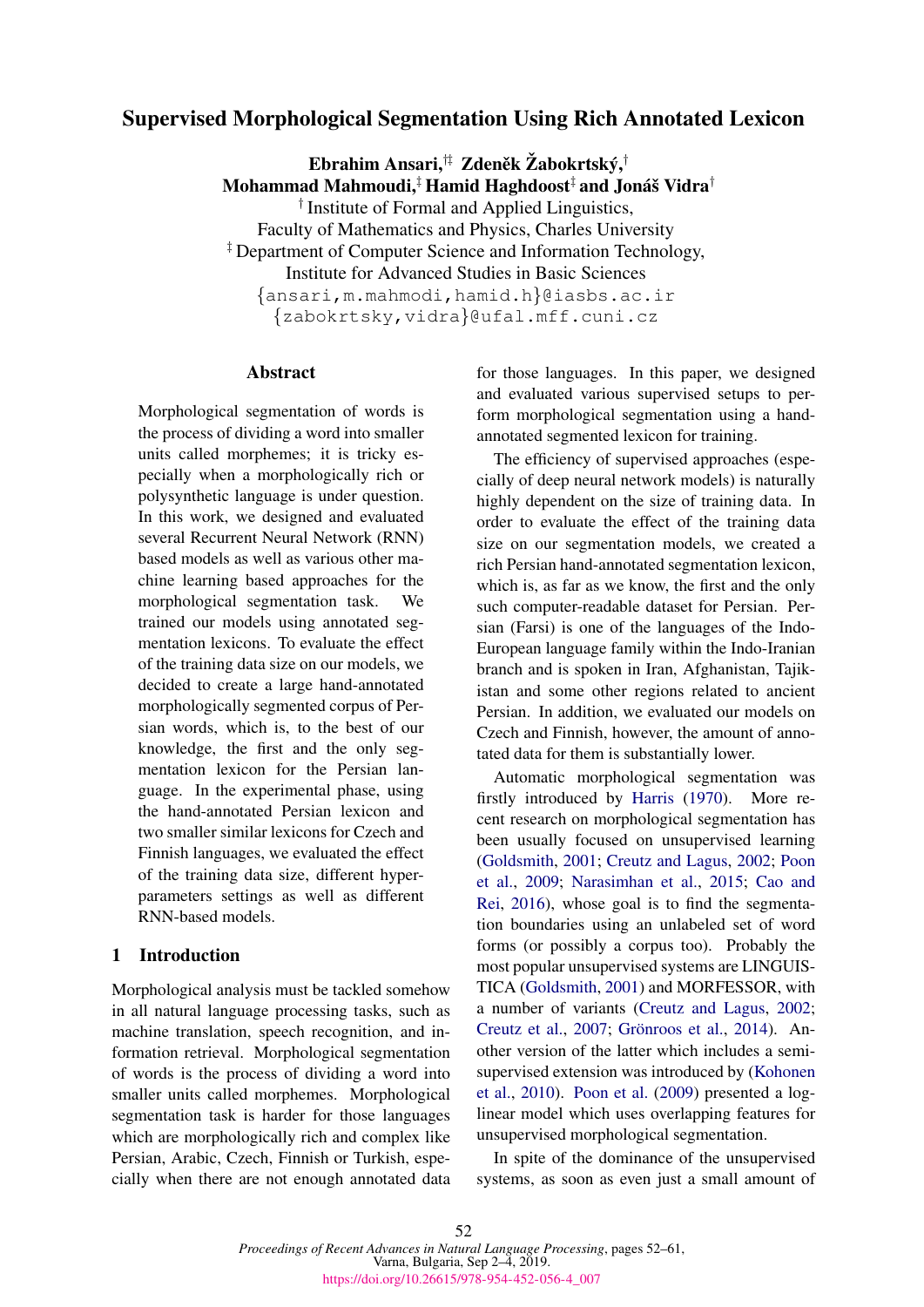# Supervised Morphological Segmentation Using Rich Annotated Lexicon

**Ebrahim Ansari,[†‡] Zdeněk Žabokrtský,[†]**
**Mohammad Mahmoudi,[‡] Hamid Haghdoost[‡] and Jonáš Vidra[†]**

[†] Institute of Formal and Applied Linguistics,
Faculty of Mathematics and Physics, Charles University

[‡] Department of Computer Science and Information Technology,
Institute for Advanced Studies in Basic Sciences

{ansari,m.mahmodi,hamid.h}@iasbs.ac.ir
{zabokrtsky,vidra}@ufal.mff.cuni.cz

## Abstract

Morphological segmentation of words is the process of dividing a word into smaller units called morphemes; it is tricky especially when a morphologically rich or polysynthetic language is under question. In this work, we designed and evaluated several Recurrent Neural Network (RNN) based models as well as various other machine learning based approaches for the morphological segmentation task. We trained our models using annotated segmentation lexicons. To evaluate the effect of the training data size on our models, we decided to create a large hand-annotated morphologically segmented corpus of Persian words, which is, to the best of our knowledge, the first and the only segmentation lexicon for the Persian language. In the experimental phase, using the hand-annotated Persian lexicon and two smaller similar lexicons for Czech and Finnish languages, we evaluated the effect of the training data size, different hyper-parameters settings as well as different RNN-based models.

## 1 Introduction

Morphological analysis must be tackled somehow in all natural language processing tasks, such as machine translation, speech recognition, and information retrieval. Morphological segmentation of words is the process of dividing a word into smaller units called morphemes. Morphological segmentation task is harder for those languages which are morphologically rich and complex like Persian, Arabic, Czech, Finnish or Turkish, especially when there are not enough annotated data for those languages. In this paper, we designed and evaluated various supervised setups to perform morphological segmentation using a hand-annotated segmented lexicon for training.

The efficiency of supervised approaches (especially of deep neural network models) is naturally highly dependent on the size of training data. In order to evaluate the effect of the training data size on our segmentation models, we created a rich Persian hand-annotated segmentation lexicon, which is, as far as we know, the first and the only such computer-readable dataset for Persian. Persian (Farsi) is one of the languages of the Indo-European language family within the Indo-Iranian branch and is spoken in Iran, Afghanistan, Tajikistan and some other regions related to ancient Persian. In addition, we evaluated our models on Czech and Finnish, however, the amount of annotated data for them is substantially lower.

Automatic morphological segmentation was firstly introduced by Harris (1970). More recent research on morphological segmentation has been usually focused on unsupervised learning (Goldsmith, 2001; Creutz and Lagus, 2002; Poon et al., 2009; Narasimhan et al., 2015; Cao and Rei, 2016), whose goal is to find the segmentation boundaries using an unlabeled set of word forms (or possibly a corpus too). Probably the most popular unsupervised systems are LINGUISTICA (Goldsmith, 2001) and MORFESSOR, with a number of variants (Creutz and Lagus, 2002; Creutz et al., 2007; Grönroos et al., 2014). Another version of the latter which includes a semi-supervised extension was introduced by (Kohonen et al., 2010). Poon et al. (2009) presented a log-linear model which uses overlapping features for unsupervised morphological segmentation.

In spite of the dominance of the unsupervised systems, as soon as even just a small amount of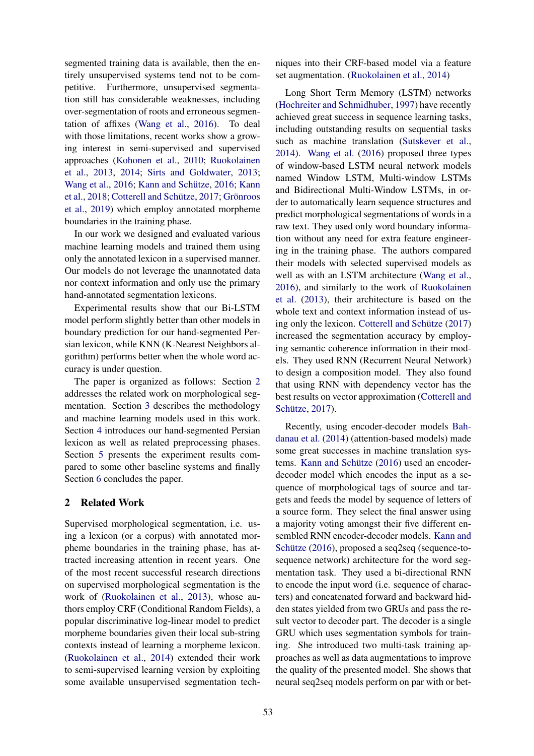segmented training data is available, then the entirely unsupervised systems tend not to be competitive. Furthermore, unsupervised segmentation still has considerable weaknesses, including over-segmentation of roots and erroneous segmentation of affixes (Wang et al., 2016). To deal with those limitations, recent works show a growing interest in semi-supervised and supervised approaches (Kohonen et al., 2010; Ruokolainen et al., 2013, 2014; Sirts and Goldwater, 2013; Wang et al., 2016; Kann and Schütze, 2016; Kann et al., 2018; Cotterell and Schütze, 2017; Grönroos et al., 2019) which employ annotated morpheme boundaries in the training phase.

In our work we designed and evaluated various machine learning models and trained them using only the annotated lexicon in a supervised manner. Our models do not leverage the unannotated data nor context information and only use the primary hand-annotated segmentation lexicons.

Experimental results show that our Bi-LSTM model perform slightly better than other models in boundary prediction for our hand-segmented Persian lexicon, while KNN (K-Nearest Neighbors algorithm) performs better when the whole word accuracy is under question.

The paper is organized as follows: Section 2 addresses the related work on morphological segmentation. Section 3 describes the methodology and machine learning models used in this work. Section 4 introduces our hand-segmented Persian lexicon as well as related preprocessing phases. Section 5 presents the experiment results compared to some other baseline systems and finally Section 6 concludes the paper.

## 2 Related Work

Supervised morphological segmentation, i.e. using a lexicon (or a corpus) with annotated morpheme boundaries in the training phase, has attracted increasing attention in recent years. One of the most recent successful research directions on supervised morphological segmentation is the work of (Ruokolainen et al., 2013), whose authors employ CRF (Conditional Random Fields), a popular discriminative log-linear model to predict morpheme boundaries given their local sub-string contexts instead of learning a morpheme lexicon. (Ruokolainen et al., 2014) extended their work to semi-supervised learning version by exploiting some available unsupervised segmentation techniques into their CRF-based model via a feature set augmentation. (Ruokolainen et al., 2014)

Long Short Term Memory (LSTM) networks (Hochreiter and Schmidhuber, 1997) have recently achieved great success in sequence learning tasks, including outstanding results on sequential tasks such as machine translation (Sutskever et al., 2014). Wang et al. (2016) proposed three types of window-based LSTM neural network models named Window LSTM, Multi-window LSTMs and Bidirectional Multi-Window LSTMs, in order to automatically learn sequence structures and predict morphological segmentations of words in a raw text. They used only word boundary information without any need for extra feature engineering in the training phase. The authors compared their models with selected supervised models as well as with an LSTM architecture (Wang et al., 2016), and similarly to the work of Ruokolainen et al. (2013), their architecture is based on the whole text and context information instead of using only the lexicon. Cotterell and Schütze (2017) increased the segmentation accuracy by employing semantic coherence information in their models. They used RNN (Recurrent Neural Network) to design a composition model. They also found that using RNN with dependency vector has the best results on vector approximation (Cotterell and Schütze, 2017).

Recently, using encoder-decoder models Bahdanau et al. (2014) (attention-based models) made some great successes in machine translation systems. Kann and Schütze (2016) used an encoder-decoder model which encodes the input as a sequence of morphological tags of source and targets and feeds the model by sequence of letters of a source form. They select the final answer using a majority voting amongst their five different ensembled RNN encoder-decoder models. Kann and Schütze (2016), proposed a seq2seq (sequence-to-sequence network) architecture for the word segmentation task. They used a bi-directional RNN to encode the input word (i.e. sequence of characters) and concatenated forward and backward hidden states yielded from two GRUs and pass the result vector to decoder part. The decoder is a single GRU which uses segmentation symbols for training. She introduced two multi-task training approaches as well as data augmentations to improve the quality of the presented model. She shows that neural seq2seq models perform on par with or bet-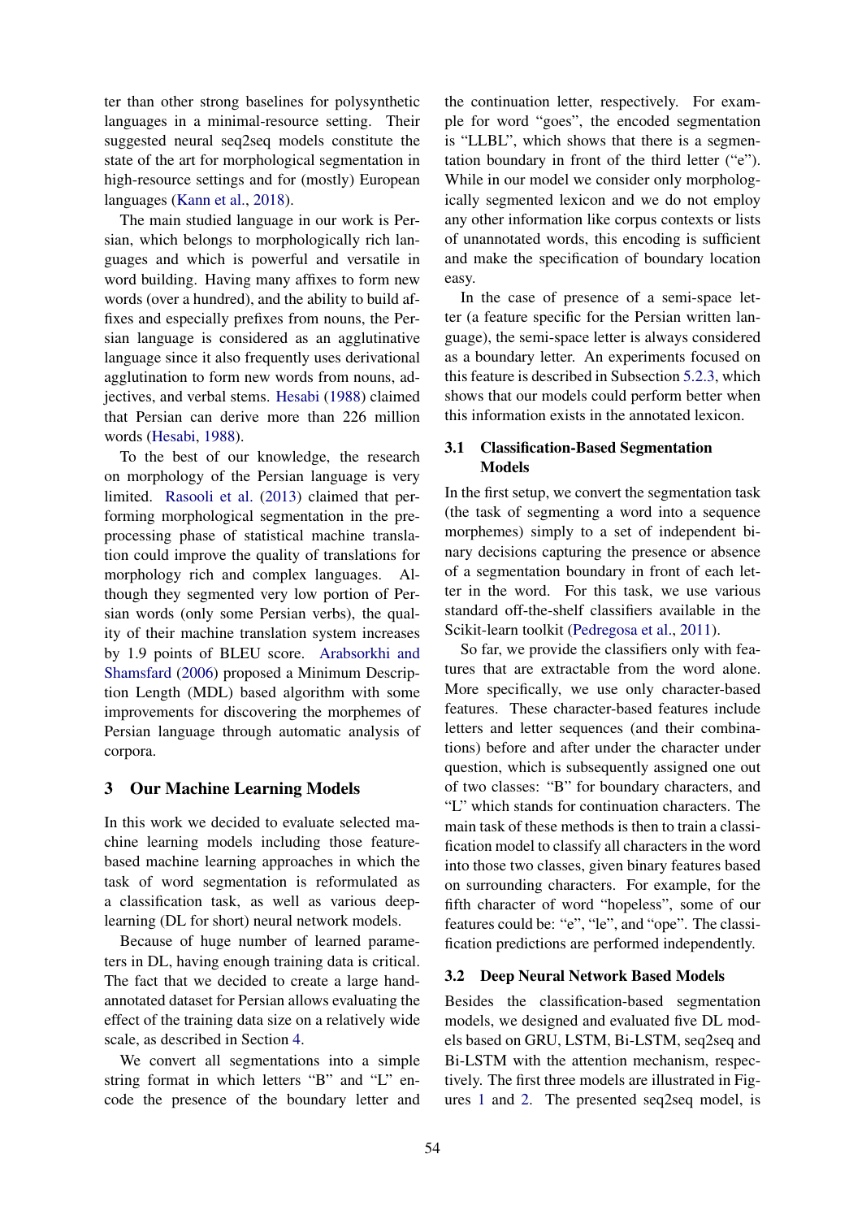ter than other strong baselines for polysynthetic languages in a minimal-resource setting. Their suggested neural seq2seq models constitute the state of the art for morphological segmentation in high-resource settings and for (mostly) European languages (Kann et al., 2018).

The main studied language in our work is Persian, which belongs to morphologically rich languages and which is powerful and versatile in word building. Having many affixes to form new words (over a hundred), and the ability to build affixes and especially prefixes from nouns, the Persian language is considered as an agglutinative language since it also frequently uses derivational agglutination to form new words from nouns, adjectives, and verbal stems. Hesabi (1988) claimed that Persian can derive more than 226 million words (Hesabi, 1988).

To the best of our knowledge, the research on morphology of the Persian language is very limited. Rasooli et al. (2013) claimed that performing morphological segmentation in the preprocessing phase of statistical machine translation could improve the quality of translations for morphology rich and complex languages. Although they segmented very low portion of Persian words (only some Persian verbs), the quality of their machine translation system increases by 1.9 points of BLEU score. Arabsorkhi and Shamsfard (2006) proposed a Minimum Description Length (MDL) based algorithm with some improvements for discovering the morphemes of Persian language through automatic analysis of corpora.

## 3 Our Machine Learning Models

In this work we decided to evaluate selected machine learning models including those feature-based machine learning approaches in which the task of word segmentation is reformulated as a classification task, as well as various deep-learning (DL for short) neural network models.

Because of huge number of learned parameters in DL, having enough training data is critical. The fact that we decided to create a large hand-annotated dataset for Persian allows evaluating the effect of the training data size on a relatively wide scale, as described in Section 4.

We convert all segmentations into a simple string format in which letters "B" and "L" encode the presence of the boundary letter and the continuation letter, respectively. For example for word "goes", the encoded segmentation is "LLBL", which shows that there is a segmentation boundary in front of the third letter ("e"). While in our model we consider only morphologically segmented lexicon and we do not employ any other information like corpus contexts or lists of unannotated words, this encoding is sufficient and make the specification of boundary location easy.

In the case of presence of a semi-space letter (a feature specific for the Persian written language), the semi-space letter is always considered as a boundary letter. An experiments focused on this feature is described in Subsection 5.2.3, which shows that our models could perform better when this information exists in the annotated lexicon.

### 3.1 Classification-Based Segmentation Models

In the first setup, we convert the segmentation task (the task of segmenting a word into a sequence morphemes) simply to a set of independent binary decisions capturing the presence or absence of a segmentation boundary in front of each letter in the word. For this task, we use various standard off-the-shelf classifiers available in the Scikit-learn toolkit (Pedregosa et al., 2011).

So far, we provide the classifiers only with features that are extractable from the word alone. More specifically, we use only character-based features. These character-based features include letters and letter sequences (and their combinations) before and after under the character under question, which is subsequently assigned one out of two classes: "B" for boundary characters, and "L" which stands for continuation characters. The main task of these methods is then to train a classification model to classify all characters in the word into those two classes, given binary features based on surrounding characters. For example, for the fifth character of word "hopeless", some of our features could be: "e", "le", and "ope". The classification predictions are performed independently.

### 3.2 Deep Neural Network Based Models

Besides the classification-based segmentation models, we designed and evaluated five DL models based on GRU, LSTM, Bi-LSTM, seq2seq and Bi-LSTM with the attention mechanism, respectively. The first three models are illustrated in Figures 1 and 2. The presented seq2seq model, is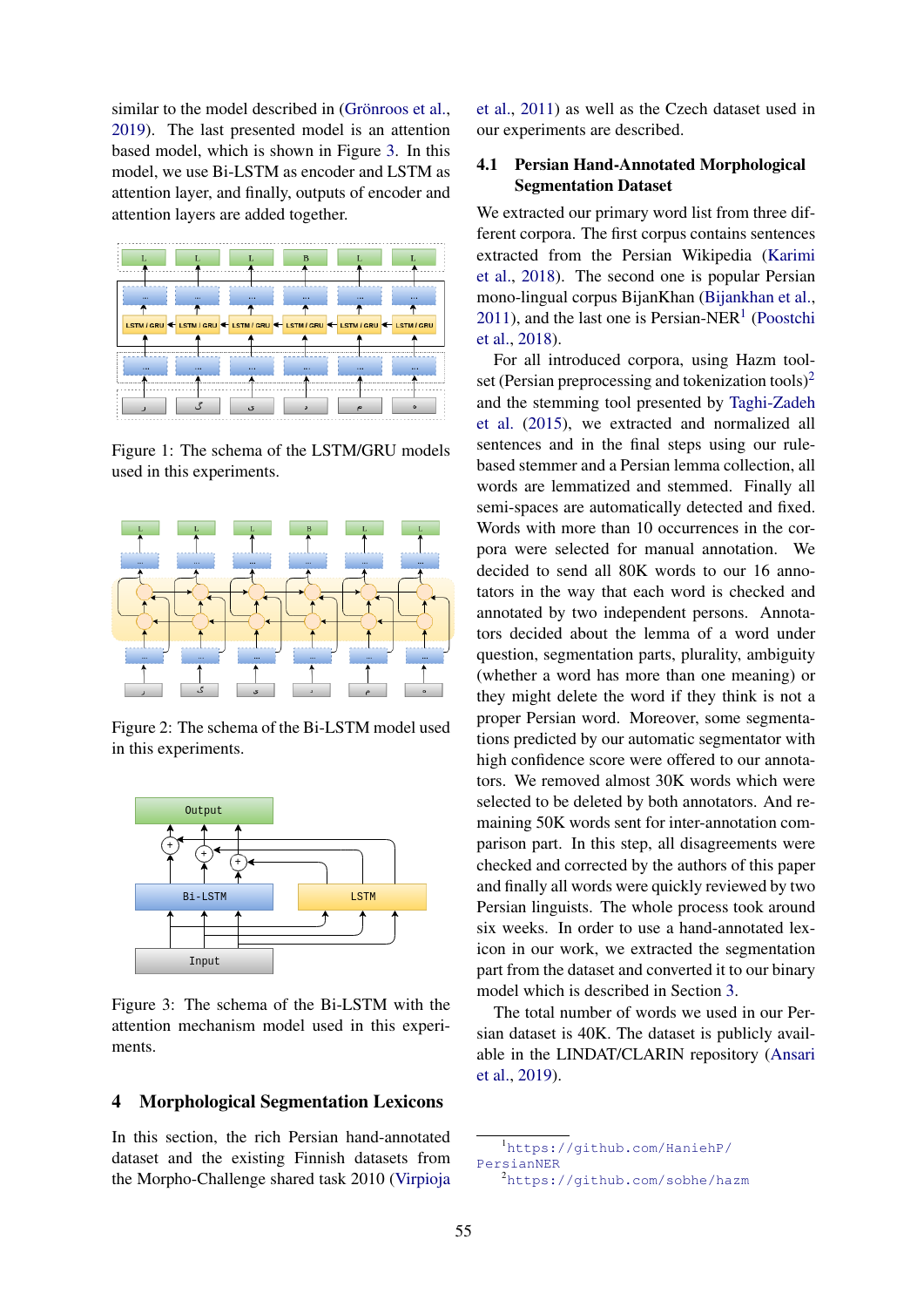similar to the model described in (Grönroos et al., 2019). The last presented model is an attention based model, which is shown in Figure 3. In this model, we use Bi-LSTM as encoder and LSTM as attention layer, and finally, outputs of encoder and attention layers are added together.

Figure 1: The schema of the LSTM/GRU models used in this experiments.

Figure 2: The schema of the Bi-LSTM model used in this experiments.

Figure 3: The schema of the Bi-LSTM with the attention mechanism model used in this experiments.

## 4 Morphological Segmentation Lexicons

In this section, the rich Persian hand-annotated dataset and the existing Finnish datasets from the Morpho-Challenge shared task 2010 (Virpioja et al., 2011) as well as the Czech dataset used in our experiments are described.

### 4.1 Persian Hand-Annotated Morphological Segmentation Dataset

We extracted our primary word list from three different corpora. The first corpus contains sentences extracted from the Persian Wikipedia (Karimi et al., 2018). The second one is popular Persian mono-lingual corpus BijanKhan (Bijankhan et al., 2011), and the last one is Persian-NER[1] (Poostchi et al., 2018).

For all introduced corpora, using Hazm toolset (Persian preprocessing and tokenization tools)[2] and the stemming tool presented by Taghi-Zadeh et al. (2015), we extracted and normalized all sentences and in the final steps using our rule-based stemmer and a Persian lemma collection, all words are lemmatized and stemmed. Finally all semi-spaces are automatically detected and fixed. Words with more than 10 occurrences in the corpora were selected for manual annotation. We decided to send all 80K words to our 16 annotators in the way that each word is checked and annotated by two independent persons. Annotators decided about the lemma of a word under question, segmentation parts, plurality, ambiguity (whether a word has more than one meaning) or they might delete the word if they think is not a proper Persian word. Moreover, some segmentations predicted by our automatic segmentator with high confidence score were offered to our annotators. We removed almost 30K words which were selected to be deleted by both annotators. And remaining 50K words sent for inter-annotation comparison part. In this step, all disagreements were checked and corrected by the authors of this paper and finally all words were quickly reviewed by two Persian linguists. The whole process took around six weeks. In order to use a hand-annotated lexicon in our work, we extracted the segmentation part from the dataset and converted it to our binary model which is described in Section 3.

The total number of words we used in our Persian dataset is 40K. The dataset is publicly available in the LINDAT/CLARIN repository (Ansari et al., 2019).

[1] https://github.com/HaniehP/PersianNER

[2] https://github.com/sobhe/hazm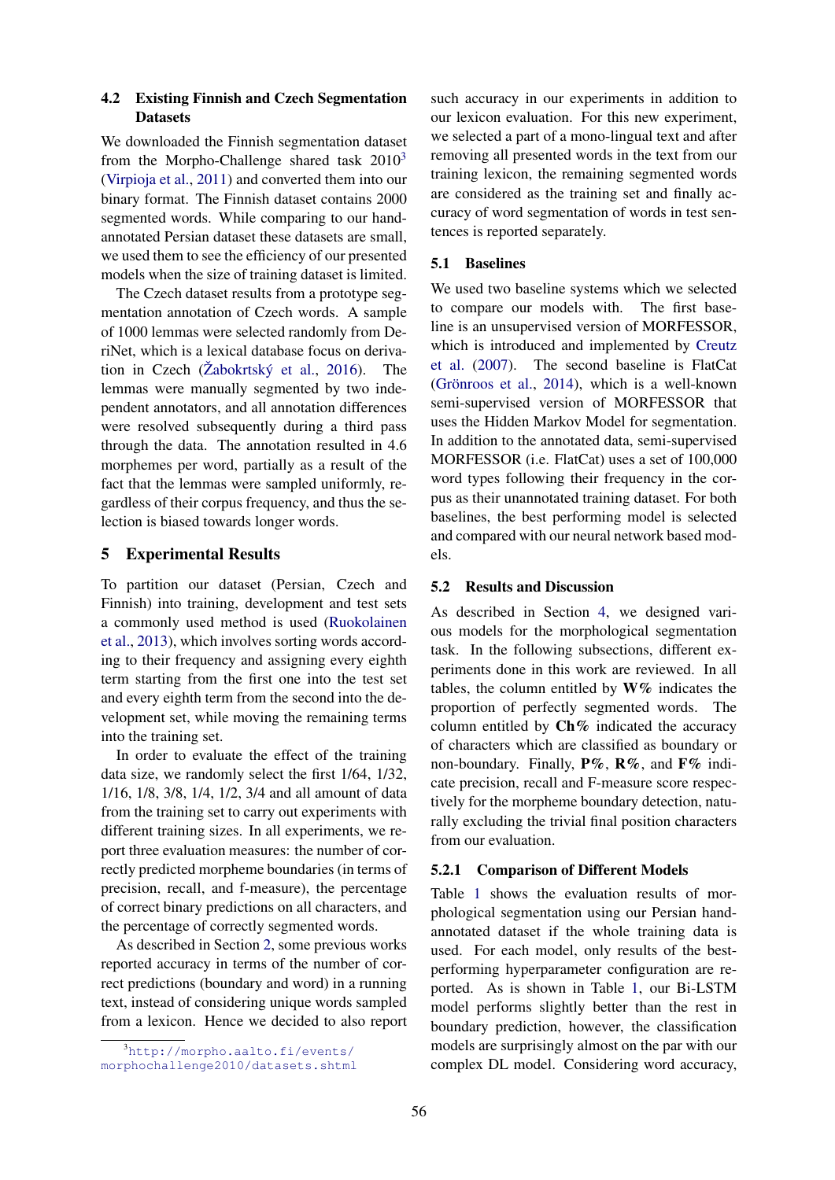### 4.2 Existing Finnish and Czech Segmentation Datasets

We downloaded the Finnish segmentation dataset from the Morpho-Challenge shared task 2010[3] (Virpioja et al., 2011) and converted them into our binary format. The Finnish dataset contains 2000 segmented words. While comparing to our hand-annotated Persian dataset these datasets are small, we used them to see the efficiency of our presented models when the size of training dataset is limited.

The Czech dataset results from a prototype segmentation annotation of Czech words. A sample of 1000 lemmas were selected randomly from DeriNet, which is a lexical database focus on derivation in Czech (Žabokrtský et al., 2016). The lemmas were manually segmented by two independent annotators, and all annotation differences were resolved subsequently during a third pass through the data. The annotation resulted in 4.6 morphemes per word, partially as a result of the fact that the lemmas were sampled uniformly, regardless of their corpus frequency, and thus the selection is biased towards longer words.

## 5 Experimental Results

To partition our dataset (Persian, Czech and Finnish) into training, development and test sets a commonly used method is used (Ruokolainen et al., 2013), which involves sorting words according to their frequency and assigning every eighth term starting from the first one into the test set and every eighth term from the second into the development set, while moving the remaining terms into the training set.

In order to evaluate the effect of the training data size, we randomly select the first 1/64, 1/32, 1/16, 1/8, 3/8, 1/4, 1/2, 3/4 and all amount of data from the training set to carry out experiments with different training sizes. In all experiments, we report three evaluation measures: the number of correctly predicted morpheme boundaries (in terms of precision, recall, and f-measure), the percentage of correct binary predictions on all characters, and the percentage of correctly segmented words.

As described in Section 2, some previous works reported accuracy in terms of the number of correct predictions (boundary and word) in a running text, instead of considering unique words sampled from a lexicon. Hence we decided to also report such accuracy in our experiments in addition to our lexicon evaluation. For this new experiment, we selected a part of a mono-lingual text and after removing all presented words in the text from our training lexicon, the remaining segmented words are considered as the training set and finally accuracy of word segmentation of words in test sentences is reported separately.

[3] http://morpho.aalto.fi/events/morphochallenge2010/datasets.shtml

### 5.1 Baselines

We used two baseline systems which we selected to compare our models with. The first baseline is an unsupervised version of MORFESSOR, which is introduced and implemented by Creutz et al. (2007). The second baseline is FlatCat (Grönroos et al., 2014), which is a well-known semi-supervised version of MORFESSOR that uses the Hidden Markov Model for segmentation. In addition to the annotated data, semi-supervised MORFESSOR (i.e. FlatCat) uses a set of 100,000 word types following their frequency in the corpus as their unannotated training dataset. For both baselines, the best performing model is selected and compared with our neural network based models.

### 5.2 Results and Discussion

As described in Section 4, we designed various models for the morphological segmentation task. In the following subsections, different experiments done in this work are reviewed. In all tables, the column entitled by **W%** indicates the proportion of perfectly segmented words. The column entitled by **Ch%** indicated the accuracy of characters which are classified as boundary or non-boundary. Finally, **P%**, **R%**, and **F%** indicate precision, recall and F-measure score respectively for the morpheme boundary detection, naturally excluding the trivial final position characters from our evaluation.

#### 5.2.1 Comparison of Different Models

Table 1 shows the evaluation results of morphological segmentation using our Persian hand-annotated dataset if the whole training data is used. For each model, only results of the best-performing hyperparameter configuration are reported. As is shown in Table 1, our Bi-LSTM model performs slightly better than the rest in boundary prediction, however, the classification models are surprisingly almost on the par with our complex DL model. Considering word accuracy,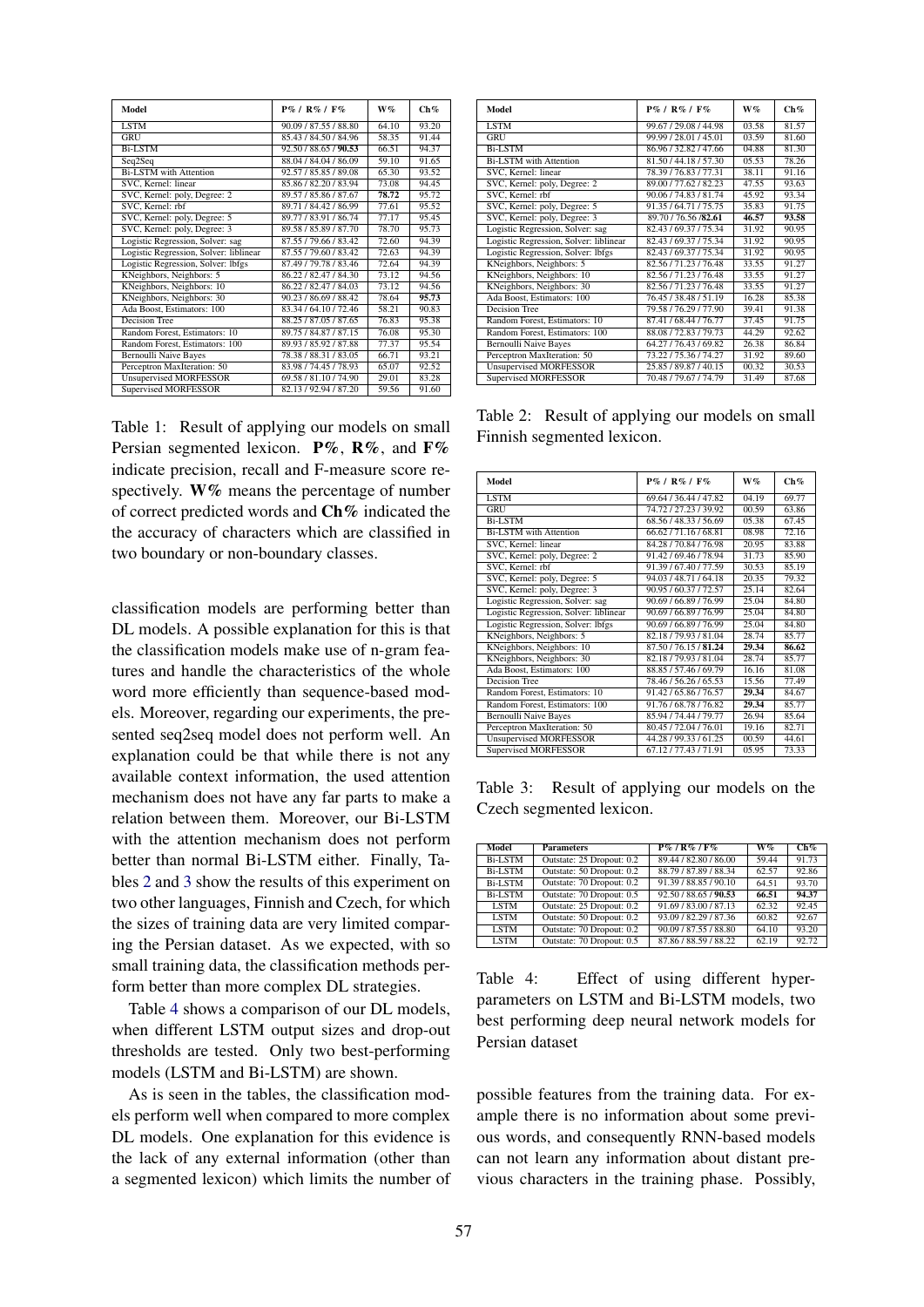| Model | P% / R% / F% | W% | Ch% |
|---|---|---|---|
| LSTM | 90.09 / 87.55 / 88.80 | 64.10 | 93.20 |
| GRU | 85.43 / 84.50 / 84.96 | 58.35 | 91.44 |
| Bi-LSTM | 92.50 / 88.65 / **90.53** | 66.51 | 94.37 |
| Seq2Seq | 88.04 / 84.04 / 86.09 | 59.10 | 91.65 |
| Bi-LSTM with Attention | 92.57 / 85.85 / 89.08 | 65.30 | 93.52 |
| SVC, Kernel: linear | 85.86 / 82.20 / 83.94 | 73.08 | 94.45 |
| SVC, Kernel: poly, Degree: 2 | 89.57 / 85.86 / 87.67 | **78.72** | 95.72 |
| SVC, Kernel: rbf | 89.71 / 84.42 / 86.99 | 77.61 | 95.52 |
| SVC, Kernel: poly, Degree: 5 | 89.77 / 83.91 / 86.74 | 77.17 | 95.45 |
| SVC, Kernel: poly, Degree: 3 | 89.58 / 85.89 / 87.70 | 78.70 | 95.73 |
| Logistic Regression, Solver: sag | 87.55 / 79.66 / 83.42 | 72.60 | 94.39 |
| Logistic Regression, Solver: liblinear | 87.55 / 79.60 / 83.42 | 72.63 | 94.39 |
| Logistic Regression, Solver: lbfgs | 87.49 / 79.78 / 83.46 | 72.64 | 94.39 |
| KNeighbors, Neighbors: 5 | 86.22 / 82.47 / 84.30 | 73.12 | 94.56 |
| KNeighbors, Neighbors: 10 | 86.22 / 82.47 / 84.03 | 73.12 | 94.56 |
| KNeighbors, Neighbors: 30 | 90.23 / 86.69 / 88.42 | 78.64 | **95.73** |
| Ada Boost, Estimators: 100 | 83.34 / 64.10 / 72.46 | 58.21 | 90.83 |
| Decision Tree | 88.25 / 87.05 / 87.65 | 76.83 | 95.38 |
| Random Forest, Estimators: 10 | 89.75 / 84.87 / 87.15 | 76.08 | 95.30 |
| Random Forest, Estimators: 100 | 89.93 / 85.92 / 87.88 | 77.37 | 95.54 |
| Bernoulli Naive Bayes | 78.38 / 88.31 / 83.05 | 66.71 | 93.21 |
| Perceptron MaxIteration: 50 | 83.98 / 74.45 / 78.93 | 65.07 | 92.52 |
| Unsupervised MORFESSOR | 69.58 / 81.10 / 74.90 | 29.01 | 83.28 |
| Supervised MORFESSOR | 82.13 / 92.94 / 87.20 | 59.56 | 91.60 |

Table 1: Result of applying our models on small Persian segmented lexicon. **P%**, **R%**, and **F%** indicate precision, recall and F-measure score respectively. **W%** means the percentage of number of correct predicted words and **Ch%** indicated the the accuracy of characters which are classified in two boundary or non-boundary classes.

classification models are performing better than DL models. A possible explanation for this is that the classification models make use of n-gram features and handle the characteristics of the whole word more efficiently than sequence-based models. Moreover, regarding our experiments, the presented seq2seq model does not perform well. An explanation could be that while there is not any available context information, the used attention mechanism does not have any far parts to make a relation between them. Moreover, our Bi-LSTM with the attention mechanism does not perform better than normal Bi-LSTM either. Finally, Tables 2 and 3 show the results of this experiment on two other languages, Finnish and Czech, for which the sizes of training data are very limited comparing the Persian dataset. As we expected, with so small training data, the classification methods perform better than more complex DL strategies.

Table 4 shows a comparison of our DL models, when different LSTM output sizes and drop-out thresholds are tested. Only two best-performing models (LSTM and Bi-LSTM) are shown.

As is seen in the tables, the classification models perform well when compared to more complex DL models. One explanation for this evidence is the lack of any external information (other than a segmented lexicon) which limits the number of

| Model | P% / R% / F% | W% | Ch% |
|---|---|---|---|
| LSTM | 99.67 / 29.08 / 44.98 | 03.58 | 81.57 |
| GRU | 99.99 / 28.01 / 45.01 | 03.59 | 81.60 |
| Bi-LSTM | 86.96 / 32.82 / 47.66 | 04.88 | 81.30 |
| Bi-LSTM with Attention | 81.50 / 44.18 / 57.30 | 05.53 | 78.26 |
| SVC, Kernel: linear | 78.39 / 76.83 / 77.31 | 38.11 | 91.16 |
| SVC, Kernel: poly, Degree: 2 | 89.00 / 77.62 / 82.23 | 47.55 | 93.63 |
| SVC, Kernel: rbf | 90.06 / 74.83 / 81.74 | 45.92 | 93.34 |
| SVC, Kernel: poly, Degree: 5 | 91.35 / 64.71 / 75.75 | 35.83 | 91.75 |
| SVC, Kernel: poly, Degree: 3 | 89.70 / 76.56 / **82.61** | **46.57** | **93.58** |
| Logistic Regression, Solver: sag | 82.43 / 69.37 / 75.34 | 31.92 | 90.95 |
| Logistic Regression, Solver: liblinear | 82.43 / 69.37 / 75.34 | 31.92 | 90.95 |
| Logistic Regression, Solver: lbfgs | 82.43 / 69.37 / 75.34 | 31.92 | 90.95 |
| KNeighbors, Neighbors: 5 | 82.56 / 71.23 / 76.48 | 33.55 | 91.27 |
| KNeighbors, Neighbors: 10 | 82.56 / 71.23 / 76.48 | 33.55 | 91.27 |
| KNeighbors, Neighbors: 30 | 82.56 / 71.23 / 76.48 | 33.55 | 91.27 |
| Ada Boost, Estimators: 100 | 76.45 / 38.48 / 51.19 | 16.28 | 85.38 |
| Decision Tree | 79.58 / 76.29 / 77.90 | 39.41 | 91.38 |
| Random Forest, Estimators: 10 | 87.41 / 68.44 / 76.77 | 37.45 | 91.75 |
| Random Forest, Estimators: 100 | 88.08 / 72.83 / 79.73 | 44.29 | 92.62 |
| Bernoulli Naive Bayes | 64.27 / 76.43 / 69.82 | 26.38 | 86.84 |
| Perceptron MaxIteration: 50 | 73.22 / 75.36 / 74.27 | 31.92 | 89.60 |
| Unsupervised MORFESSOR | 25.85 / 89.87 / 40.15 | 00.32 | 30.53 |
| Supervised MORFESSOR | 70.48 / 79.67 / 74.79 | 31.49 | 87.68 |

Table 2: Result of applying our models on small Finnish segmented lexicon.

| Model | P% / R% / F% | W% | Ch% |
|---|---|---|---|
| LSTM | 69.64 / 36.44 / 47.82 | 04.19 | 69.77 |
| GRU | 74.72 / 27.23 / 39.92 | 00.59 | 63.86 |
| Bi-LSTM | 68.56 / 48.33 / 56.69 | 05.38 | 67.45 |
| Bi-LSTM with Attention | 66.62 / 71.16 / 68.81 | 08.98 | 72.16 |
| SVC, Kernel: linear | 84.28 / 70.84 / 76.98 | 20.95 | 83.88 |
| SVC, Kernel: poly, Degree: 2 | 91.42 / 69.46 / 78.94 | 31.73 | 85.90 |
| SVC, Kernel: rbf | 91.39 / 67.40 / 77.59 | 30.53 | 85.19 |
| SVC, Kernel: poly, Degree: 5 | 94.03 / 48.71 / 64.18 | 20.35 | 79.32 |
| SVC, Kernel: poly, Degree: 3 | 90.95 / 60.37 / 72.57 | 25.14 | 82.64 |
| Logistic Regression, Solver: sag | 90.69 / 66.89 / 76.99 | 25.04 | 84.80 |
| Logistic Regression, Solver: liblinear | 90.69 / 66.89 / 76.99 | 25.04 | 84.80 |
| Logistic Regression, Solver: lbfgs | 90.69 / 66.89 / 76.99 | 25.04 | 84.80 |
| KNeighbors, Neighbors: 5 | 82.18 / 79.93 / 81.04 | 28.74 | 85.77 |
| KNeighbors, Neighbors: 10 | 87.50 / 76.15 / **81.24** | **29.34** | **86.62** |
| KNeighbors, Neighbors: 30 | 82.18 / 79.93 / 81.04 | 28.74 | 85.77 |
| Ada Boost, Estimators: 100 | 88.85 / 57.46 / 69.79 | 16.16 | 81.08 |
| Decision Tree | 78.46 / 56.26 / 65.53 | 15.56 | 77.49 |
| Random Forest, Estimators: 10 | 91.42 / 65.86 / 76.57 | **29.34** | 84.67 |
| Random Forest, Estimators: 100 | 91.76 / 68.78 / 76.82 | **29.34** | 85.77 |
| Bernoulli Naive Bayes | 85.94 / 74.44 / 79.77 | 26.94 | 85.64 |
| Perceptron MaxIteration: 50 | 80.45 / 72.04 / 76.01 | 19.16 | 82.71 |
| Unsupervised MORFESSOR | 44.28 / 99.33 / 61.25 | 00.59 | 44.61 |
| Supervised MORFESSOR | 67.12 / 77.43 / 71.91 | 05.95 | 73.33 |

Table 3: Result of applying our models on the Czech segmented lexicon.

| Model | Parameters | P% / R% / F% | W% | Ch% |
|---|---|---|---|---|
| Bi-LSTM | Outstate: 25 Dropout: 0.2 | 89.44 / 82.80 / 86.00 | 59.44 | 91.73 |
| Bi-LSTM | Outstate: 50 Dropout: 0.2 | 88.79 / 87.89 / 88.34 | 62.57 | 92.86 |
| Bi-LSTM | Outstate: 70 Dropout: 0.2 | 91.39 / 88.85 / 90.10 | 64.51 | 93.70 |
| Bi-LSTM | Outstate: 70 Dropout: 0.5 | 92.50 / 88.65 / **90.53** | **66.51** | **94.37** |
| LSTM | Outstate: 25 Dropout: 0.2 | 91.69 / 83.00 / 87.13 | 62.32 | 92.45 |
| LSTM | Outstate: 50 Dropout: 0.2 | 93.09 / 82.29 / 87.36 | 60.82 | 92.67 |
| LSTM | Outstate: 70 Dropout: 0.2 | 90.09 / 87.55 / 88.80 | 64.10 | 93.20 |
| LSTM | Outstate: 70 Dropout: 0.5 | 87.86 / 88.59 / 88.22 | 62.19 | 92.72 |

Table 4: Effect of using different hyper-parameters on LSTM and Bi-LSTM models, two best performing deep neural network models for Persian dataset

possible features from the training data. For example there is no information about some previous words, and consequently RNN-based models can not learn any information about distant previous characters in the training phase. Possibly,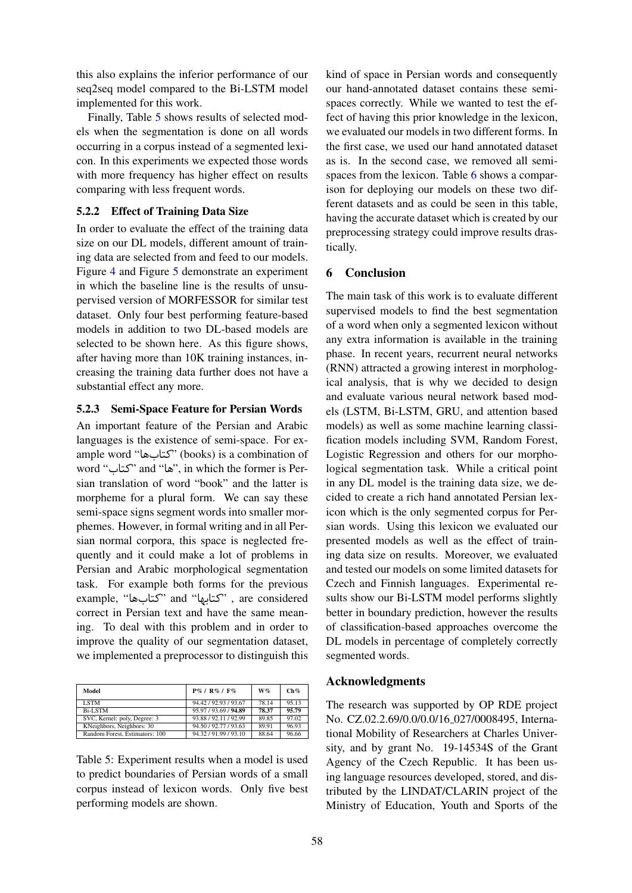this also explains the inferior performance of our seq2seq model compared to the Bi-LSTM model implemented for this work.

Finally, Table 5 shows results of selected models when the segmentation is done on all words occurring in a corpus instead of a segmented lexicon. In this experiments we expected those words with more frequency has higher effect on results comparing with less frequent words.

### 5.2.2 Effect of Training Data Size

In order to evaluate the effect of the training data size on our DL models, different amount of training data are selected from and feed to our models. Figure 4 and Figure 5 demonstrate an experiment in which the baseline line is the results of unsupervised version of MORFESSOR for similar test dataset. Only four best performing feature-based models in addition to two DL-based models are selected to be shown here. As this figure shows, after having more than 10K training instances, increasing the training data further does not have a substantial effect any more.

### 5.2.3 Semi-Space Feature for Persian Words

An important feature of the Persian and Arabic languages is the existence of semi-space. For example word "کتاب‌ها" (books) is a combination of word "کتاب" and "ها", in which the former is Persian translation of word "book" and the latter is morpheme for a plural form. We can say these semi-space signs segment words into smaller morphemes. However, in formal writing and in all Persian normal corpora, this space is neglected frequently and it could make a lot of problems in Persian and Arabic morphological segmentation task. For example both forms for the previous example, "کتاب‌ها" and "کتابها" , are considered correct in Persian text and have the same meaning. To deal with this problem and in order to improve the quality of our segmentation dataset, we implemented a preprocessor to distinguish this kind of space in Persian words and consequently our hand-annotated dataset contains these semi-spaces correctly. While we wanted to test the effect of having this prior knowledge in the lexicon, we evaluated our models in two different forms. In the first case, we used our hand annotated dataset as is. In the second case, we removed all semi-spaces from the lexicon. Table 6 shows a comparison for deploying our models on these two different datasets and as could be seen in this table, having the accurate dataset which is created by our preprocessing strategy could improve results drastically.

| Model | P% / R% / F% | W% | Ch% |
|---|---|---|---|
| LSTM | 94.42 / 92.93 / 93.67 | 78.14 | 95.13 |
| Bi-LSTM | 95.97 / 93.69 / **94.89** | **78.37** | **95.79** |
| SVC, Kernel: poly, Degree: 3 | 93.88 / 92.11 / 92.99 | 89.85 | 97.02 |
| KNeighbors, Neighbors: 30 | 94.50 / 92.77 / 93.63 | 89.91 | 96.93 |
| Random Forest, Estimators: 100 | 94.32 / 91.99 / 93.10 | 88.64 | 96.66 |

Table 5: Experiment results when a model is used to predict boundaries of Persian words of a small corpus instead of lexicon words. Only five best performing models are shown.

## 6 Conclusion

The main task of this work is to evaluate different supervised models to find the best segmentation of a word when only a segmented lexicon without any extra information is available in the training phase. In recent years, recurrent neural networks (RNN) attracted a growing interest in morphological analysis, that is why we decided to design and evaluate various neural network based models (LSTM, Bi-LSTM, GRU, and attention based models) as well as some machine learning classification models including SVM, Random Forest, Logistic Regression and others for our morphological segmentation task. While a critical point in any DL model is the training data size, we decided to create a rich hand annotated Persian lexicon which is the only segmented corpus for Persian words. Using this lexicon we evaluated our presented models as well as the effect of training data size on results. Moreover, we evaluated and tested our models on some limited datasets for Czech and Finnish languages. Experimental results show our Bi-LSTM model performs slightly better in boundary prediction, however the results of classification-based approaches overcome the DL models in percentage of completely correctly segmented words.

## Acknowledgments

The research was supported by OP RDE project No. CZ.02.2.69/0.0/0.0/16_027/0008495, International Mobility of Researchers at Charles University, and by grant No. 19-14534S of the Grant Agency of the Czech Republic. It has been using language resources developed, stored, and distributed by the LINDAT/CLARIN project of the Ministry of Education, Youth and Sports of the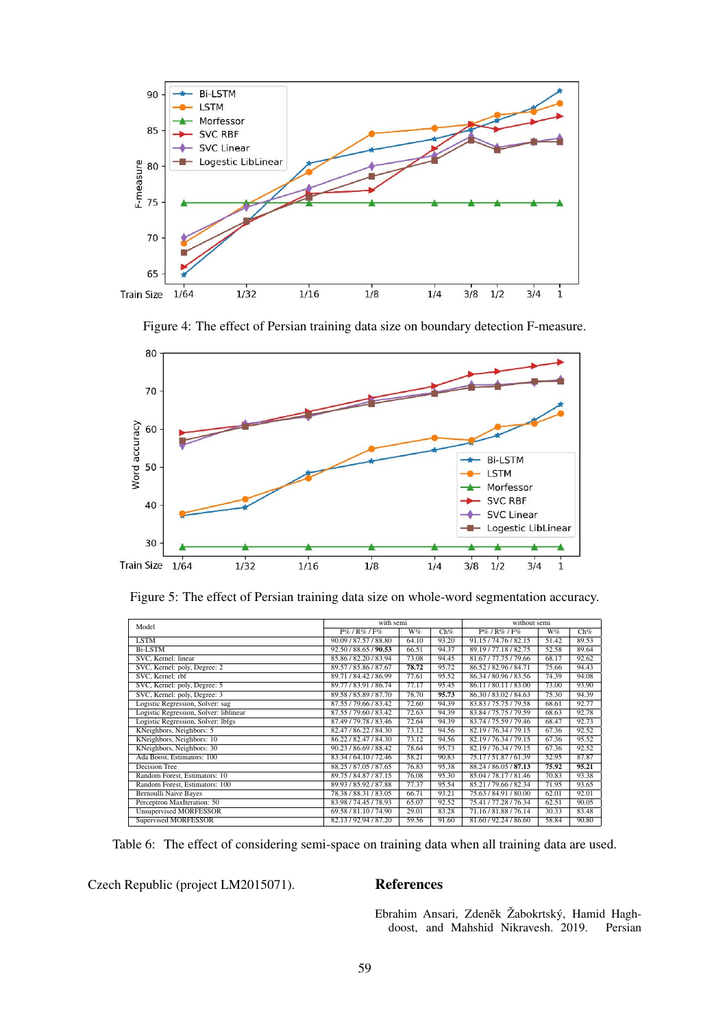Figure 4: The effect of Persian training data size on boundary detection F-measure.

Figure 5: The effect of Persian training data size on whole-word segmentation accuracy.

| Model | with semi | | | without semi | | |
|---|---|---|---|---|---|---|
| | P% / R% / F% | W% | Ch% | P% / R% / F% | W% | Ch% |
| LSTM | 90.09 / 87.57 / 88.80 | 64.10 | 93.20 | 91.15 / 74.76 / 82.15 | 51.42 | 89.53 |
| Bi-LSTM | 92.50 / 88.65 / **90.53** | 66.51 | 94.37 | 89.19 / 77.18 / 82.75 | 52.58 | 89.64 |
| SVC, Kernel: linear | 85.86 / 82.20 / 83.94 | 73.08 | 94.45 | 81.67 / 77.75 / 79.66 | 68.17 | 92.62 |
| SVC, Kernel: poly, Degree: 2 | 89.57 / 85.86 / 87.67 | **78.72** | 95.72 | 86.52 / 82.96 / 84.71 | 75.66 | 94.43 |
| SVC, Kernel: rbf | 89.71 / 84.42 / 86.99 | 77.61 | 95.52 | 86.34 / 80.96 / 83.56 | 74.39 | 94.08 |
| SVC, Kernel: poly, Degree: 5 | 89.77 / 83.91 / 86.74 | 77.17 | 95.45 | 86.11 / 80.11 / 83.00 | 73.00 | 93.90 |
| SVC, Kernel: poly, Degree: 3 | 89.58 / 85.89 / 87.70 | 78.70 | **95.73** | 86.30 / 83.02 / 84.63 | 75.30 | 94.39 |
| Logistic Regression, Solver: sag | 87.55 / 79.66 / 83.42 | 72.60 | 94.39 | 83.83 / 75.75 / 79.58 | 68.61 | 92.77 |
| Logistic Regression, Solver: liblinear | 87.55 / 79.60 / 83.42 | 72.63 | 94.39 | 83.84 / 75.75 / 79.59 | 68.63 | 92.78 |
| Logistic Regression, Solver: lbfgs | 87.49 / 79.78 / 83.46 | 72.64 | 94.39 | 83.74 / 75.59 / 79.46 | 68.47 | 92.73 |
| KNeighbors, Neighbors: 5 | 82.47 / 86.22 / 84.30 | 73.12 | 94.56 | 82.19 / 76.34 / 79.15 | 67.36 | 92.52 |
| KNeighbors, Neighbors: 10 | 86.22 / 82.47 / 84.30 | 73.12 | 94.56 | 82.19 / 76.34 / 79.15 | 67.36 | 95.52 |
| KNeighbors, Neighbors: 30 | 90.23 / 86.69 / 88.42 | 78.64 | 95.73 | 82.19 / 76.34 / 79.15 | 67.36 | 92.52 |
| Ada Boost, Estimators: 100 | 83.34 / 64.10 / 72.46 | 58.21 | 90.83 | 75.17 / 51.87 / 61.39 | 52.95 | 87.87 |
| Decision Tree | 88.25 / 87.05 / 87.65 | 76.83 | 95.38 | 88.24 / 86.05 / **87.13** | **75.92** | **95.21** |
| Random Forest, Estimators: 10 | 89.75 / 84.87 / 87.15 | 76.08 | 95.30 | 85.04 / 78.17 / 81.46 | 70.83 | 93.38 |
| Random Forest, Estimators: 100 | 89.93 / 85.92 / 87.88 | 77.37 | 95.54 | 85.21 / 79.66 / 82.34 | 71.95 | 93.65 |
| Bernoulli Naive Bayes | 78.38 / 88.31 / 83.05 | 66.71 | 93.21 | 75.63 / 84.91 / 80.00 | 62.01 | 92.01 |
| Perceptron MaxIteration: 50 | 83.98 / 74.45 / 78.93 | 65.07 | 92.52 | 75.41 / 77.28 / 76.34 | 62.51 | 90.05 |
| Unsupervised MORFESSOR | 69.58 / 81.10 / 74.90 | 29.01 | 83.28 | 71.16 / 81.88 / 76.14 | 30.33 | 83.48 |
| Supervised MORFESSOR | 82.13 / 92.94 / 87.20 | 59.56 | 91.60 | 81.60 / 92.24 / 86.60 | 58.84 | 90.80 |

Table 6: The effect of considering semi-space on training data when all training data are used.

Czech Republic (project LM2015071).

## References

Ebrahim Ansari, Zdeněk Žabokrtský, Hamid Haghdoost, and Mahshid Nikravesh. 2019. Persian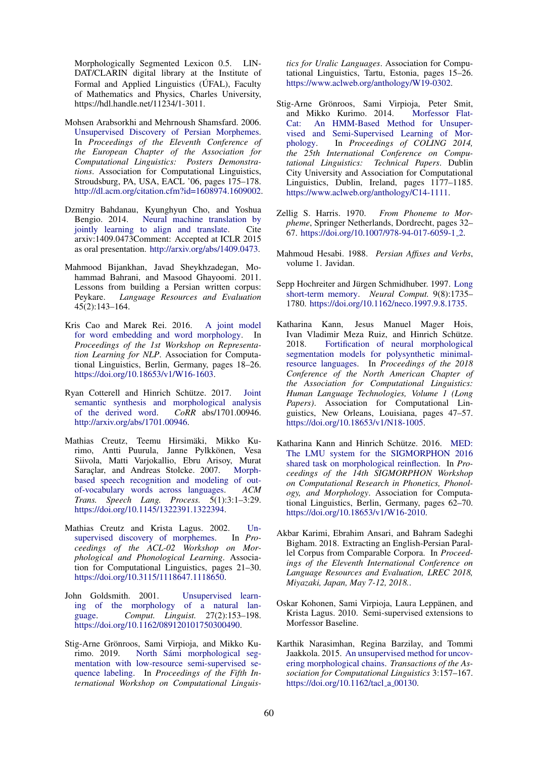Morphologically Segmented Lexicon 0.5. LINDAT/CLARIN digital library at the Institute of Formal and Applied Linguistics (ÚFAL), Faculty of Mathematics and Physics, Charles University, https://hdl.handle.net/11234/1-3011.

Mohsen Arabsorkhi and Mehrnoush Shamsfard. 2006. Unsupervised Discovery of Persian Morphemes. In *Proceedings of the Eleventh Conference of the European Chapter of the Association for Computational Linguistics: Posters Demonstrations*. Association for Computational Linguistics, Stroudsburg, PA, USA, EACL '06, pages 175–178. http://dl.acm.org/citation.cfm?id=1608974.1609002.

Dzmitry Bahdanau, Kyunghyun Cho, and Yoshua Bengio. 2014. Neural machine translation by jointly learning to align and translate. Cite arxiv:1409.0473Comment: Accepted at ICLR 2015 as oral presentation. http://arxiv.org/abs/1409.0473.

Mahmood Bijankhan, Javad Sheykhzadegan, Mohammad Bahrani, and Masood Ghayoomi. 2011. Lessons from building a Persian written corpus: Peykare. *Language Resources and Evaluation* 45(2):143–164.

Kris Cao and Marek Rei. 2016. A joint model for word embedding and word morphology. In *Proceedings of the 1st Workshop on Representation Learning for NLP*. Association for Computational Linguistics, Berlin, Germany, pages 18–26. https://doi.org/10.18653/v1/W16-1603.

Ryan Cotterell and Hinrich Schütze. 2017. Joint semantic synthesis and morphological analysis of the derived word. *CoRR* abs/1701.00946. http://arxiv.org/abs/1701.00946.

Mathias Creutz, Teemu Hirsimäki, Mikko Kurimo, Antti Puurula, Janne Pylkkönen, Vesa Siivola, Matti Varjokallio, Ebru Arisoy, Murat Saraçlar, and Andreas Stolcke. 2007. Morph-based speech recognition and modeling of out-of-vocabulary words across languages. *ACM Trans. Speech Lang. Process.* 5(1):3:1–3:29. https://doi.org/10.1145/1322391.1322394.

Mathias Creutz and Krista Lagus. 2002. Unsupervised discovery of morphemes. In *Proceedings of the ACL-02 Workshop on Morphological and Phonological Learning*. Association for Computational Linguistics, pages 21–30. https://doi.org/10.3115/1118647.1118650.

John Goldsmith. 2001. Unsupervised learning of the morphology of a natural language. *Comput. Linguist.* 27(2):153–198. https://doi.org/10.1162/089120101750300490.

Stig-Arne Grönroos, Sami Virpioja, and Mikko Kurimo. 2019. North Sámi morphological segmentation with low-resource semi-supervised sequence labeling. In *Proceedings of the Fifth International Workshop on Computational Linguistics for Uralic Languages*. Association for Computational Linguistics, Tartu, Estonia, pages 15–26. https://www.aclweb.org/anthology/W19-0302.

Stig-Arne Grönroos, Sami Virpioja, Peter Smit, and Mikko Kurimo. 2014. Morfessor FlatCat: An HMM-Based Method for Unsupervised and Semi-Supervised Learning of Morphology. In *Proceedings of COLING 2014, the 25th International Conference on Computational Linguistics: Technical Papers*. Dublin City University and Association for Computational Linguistics, Dublin, Ireland, pages 1177–1185. https://www.aclweb.org/anthology/C14-1111.

Zellig S. Harris. 1970. *From Phoneme to Morpheme*, Springer Netherlands, Dordrecht, pages 32–67. https://doi.org/10.1007/978-94-017-6059-1_2.

Mahmoud Hesabi. 1988. *Persian Affixes and Verbs*, volume 1. Javidan.

Sepp Hochreiter and Jürgen Schmidhuber. 1997. Long short-term memory. *Neural Comput.* 9(8):1735–1780. https://doi.org/10.1162/neco.1997.9.8.1735.

Katharina Kann, Jesus Manuel Mager Hois, Ivan Vladimir Meza Ruiz, and Hinrich Schütze. 2018. Fortification of neural morphological segmentation models for polysynthetic minimal-resource languages. In *Proceedings of the 2018 Conference of the North American Chapter of the Association for Computational Linguistics: Human Language Technologies, Volume 1 (Long Papers)*. Association for Computational Linguistics, New Orleans, Louisiana, pages 47–57. https://doi.org/10.18653/v1/N18-1005.

Katharina Kann and Hinrich Schütze. 2016. MED: The LMU system for the SIGMORPHON 2016 shared task on morphological reinflection. In *Proceedings of the 14th SIGMORPHON Workshop on Computational Research in Phonetics, Phonology, and Morphology*. Association for Computational Linguistics, Berlin, Germany, pages 62–70. https://doi.org/10.18653/v1/W16-2010.

Akbar Karimi, Ebrahim Ansari, and Bahram Sadeghi Bigham. 2018. Extracting an English-Persian Parallel Corpus from Comparable Corpora. In *Proceedings of the Eleventh International Conference on Language Resources and Evaluation, LREC 2018, Miyazaki, Japan, May 7-12, 2018.*.

Oskar Kohonen, Sami Virpioja, Laura Leppänen, and Krista Lagus. 2010. Semi-supervised extensions to Morfessor Baseline.

Karthik Narasimhan, Regina Barzilay, and Tommi Jaakkola. 2015. An unsupervised method for uncovering morphological chains. *Transactions of the Association for Computational Linguistics* 3:157–167. https://doi.org/10.1162/tacl_a_00130.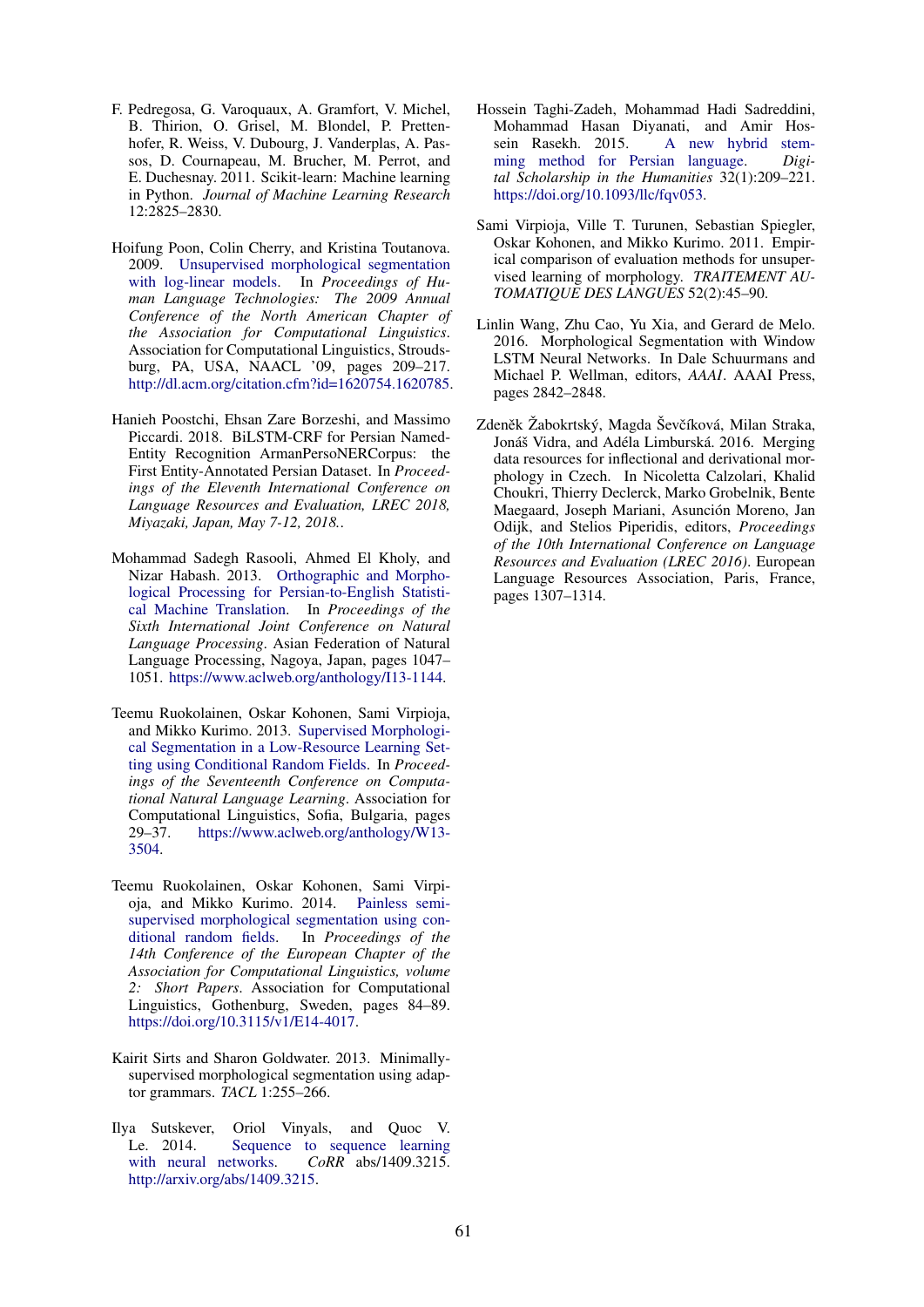F. Pedregosa, G. Varoquaux, A. Gramfort, V. Michel, B. Thirion, O. Grisel, M. Blondel, P. Prettenhofer, R. Weiss, V. Dubourg, J. Vanderplas, A. Passos, D. Cournapeau, M. Brucher, M. Perrot, and E. Duchesnay. 2011. Scikit-learn: Machine learning in Python. *Journal of Machine Learning Research* 12:2825–2830.

Hoifung Poon, Colin Cherry, and Kristina Toutanova. 2009. Unsupervised morphological segmentation with log-linear models. In *Proceedings of Human Language Technologies: The 2009 Annual Conference of the North American Chapter of the Association for Computational Linguistics*. Association for Computational Linguistics, Stroudsburg, PA, USA, NAACL '09, pages 209–217. http://dl.acm.org/citation.cfm?id=1620754.1620785.

Hanieh Poostchi, Ehsan Zare Borzeshi, and Massimo Piccardi. 2018. BiLSTM-CRF for Persian Named-Entity Recognition ArmanPersoNERCorpus: the First Entity-Annotated Persian Dataset. In *Proceedings of the Eleventh International Conference on Language Resources and Evaluation, LREC 2018, Miyazaki, Japan, May 7-12, 2018.*.

Mohammad Sadegh Rasooli, Ahmed El Kholy, and Nizar Habash. 2013. Orthographic and Morphological Processing for Persian-to-English Statistical Machine Translation. In *Proceedings of the Sixth International Joint Conference on Natural Language Processing*. Asian Federation of Natural Language Processing, Nagoya, Japan, pages 1047–1051. https://www.aclweb.org/anthology/I13-1144.

Teemu Ruokolainen, Oskar Kohonen, Sami Virpioja, and Mikko Kurimo. 2013. Supervised Morphological Segmentation in a Low-Resource Learning Setting using Conditional Random Fields. In *Proceedings of the Seventeenth Conference on Computational Natural Language Learning*. Association for Computational Linguistics, Sofia, Bulgaria, pages 29–37. https://www.aclweb.org/anthology/W13-3504.

Teemu Ruokolainen, Oskar Kohonen, Sami Virpioja, and Mikko Kurimo. 2014. Painless semi-supervised morphological segmentation using conditional random fields. In *Proceedings of the 14th Conference of the European Chapter of the Association for Computational Linguistics, volume 2: Short Papers*. Association for Computational Linguistics, Gothenburg, Sweden, pages 84–89. https://doi.org/10.3115/v1/E14-4017.

Kairit Sirts and Sharon Goldwater. 2013. Minimally-supervised morphological segmentation using adaptor grammars. *TACL* 1:255–266.

Ilya Sutskever, Oriol Vinyals, and Quoc V. Le. 2014. Sequence to sequence learning with neural networks. *CoRR* abs/1409.3215. http://arxiv.org/abs/1409.3215.

Hossein Taghi-Zadeh, Mohammad Hadi Sadreddini, Mohammad Hasan Diyanati, and Amir Hossein Rasekh. 2015. A new hybrid stemming method for Persian language. *Digital Scholarship in the Humanities* 32(1):209–221. https://doi.org/10.1093/llc/fqv053.

Sami Virpioja, Ville T. Turunen, Sebastian Spiegler, Oskar Kohonen, and Mikko Kurimo. 2011. Empirical comparison of evaluation methods for unsupervised learning of morphology. *TRAITEMENT AUTOMATIQUE DES LANGUES* 52(2):45–90.

Linlin Wang, Zhu Cao, Yu Xia, and Gerard de Melo. 2016. Morphological Segmentation with Window LSTM Neural Networks. In Dale Schuurmans and Michael P. Wellman, editors, *AAAI*. AAAI Press, pages 2842–2848.

Zdeněk Žabokrtský, Magda Ševčíková, Milan Straka, Jonáš Vidra, and Adéla Limburská. 2016. Merging data resources for inflectional and derivational morphology in Czech. In Nicoletta Calzolari, Khalid Choukri, Thierry Declerck, Marko Grobelnik, Bente Maegaard, Joseph Mariani, Asunción Moreno, Jan Odijk, and Stelios Piperidis, editors, *Proceedings of the 10th International Conference on Language Resources and Evaluation (LREC 2016)*. European Language Resources Association, Paris, France, pages 1307–1314.